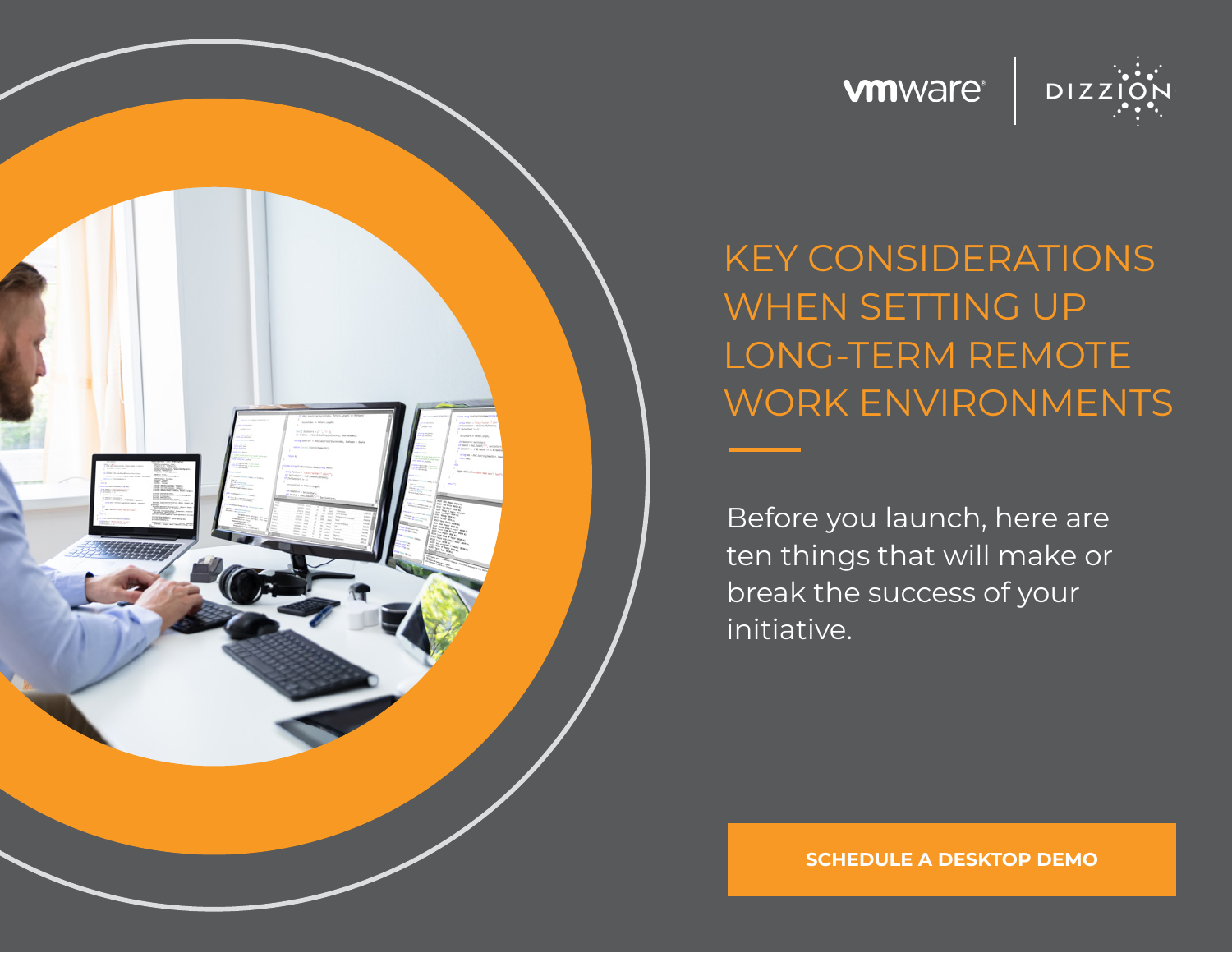vmware | DIZZION

# KEY CONSIDERATIONS WHEN SETTING UP LONG-TERM REMOTE WORK ENVIRONMENTS

Before you launch, here are ten things that will make or break the success of your initiative.

**SCHEDULE A DESKTOP DEMO**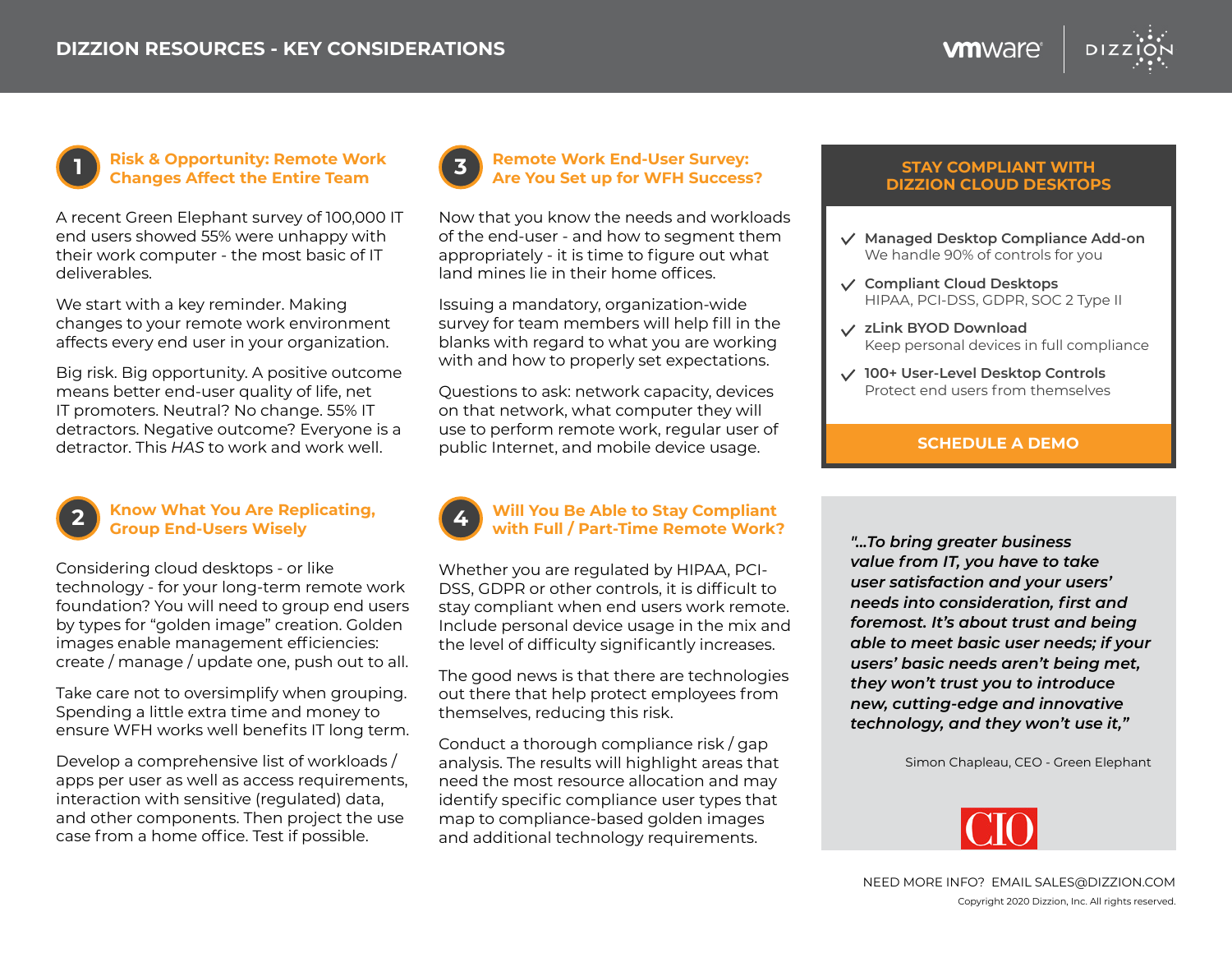# DIZZION RESOURCES - KEY CONSIDERATIONS

## 1 Risk & Opportunity: Remote Work Changes Affect the Entire Team

A recent Green Elephant survey of 100,000 IT end users showed 55% were unhappy with their work computer - the most basic of IT deliverables.

We start with a key reminder. Making changes to your remote work environment affects every end user in your organization.

Big risk. Big opportunity. A positive outcome means better end-user quality of life, net IT promoters. Neutral? No change. 55% IT detractors. Negative outcome? Everyone is a detractor. This *HAS* to work and work well.

## 2 Know What You Are Replicating, Group End-Users Wisely

Considering cloud desktops - or like technology - for your long-term remote work foundation? You will need to group end users by types for “golden image” creation. Golden images enable management efficiencies: create / manage / update one, push out to all.

Take care not to oversimplify when grouping. Spending a little extra time and money to ensure WFH works well benefits IT long term.

Develop a comprehensive list of workloads / apps per user as well as access requirements, interaction with sensitive (regulated) data, and other components. Then project the use case from a home office. Test if possible.

## 3 Remote Work End-User Survey: Are You Set up for WFH Success?

Now that you know the needs and workloads of the end-user - and how to segment them appropriately - it is time to figure out what land mines lie in their home offices.

Issuing a mandatory, organization-wide survey for team members will help fill in the blanks with regard to what you are working with and how to properly set expectations.

Questions to ask: network capacity, devices on that network, what computer they will use to perform remote work, regular user of public Internet, and mobile device usage.

## 4 Will You Be Able to Stay Compliant with Full / Part-Time Remote Work?

Whether you are regulated by HIPAA, PCI-DSS, GDPR or other controls, it is difficult to stay compliant when end users work remote. Include personal device usage in the mix and the level of difficulty significantly increases.

The good news is that there are technologies out there that help protect employees from themselves, reducing this risk.

Conduct a thorough compliance risk / gap analysis. The results will highlight areas that need the most resource allocation and may identify specific compliance user types that map to compliance-based golden images and additional technology requirements.

## STAY COMPLIANT WITH DIZZION CLOUD DESKTOPS

- ✓ **Managed Desktop Compliance Add-on**
  We handle 90% of controls for you
- ✓ **Compliant Cloud Desktops**
  HIPAA, PCI-DSS, GDPR, SOC 2 Type II
- ✓ **zLink BYOD Download**
  Keep personal devices in full compliance
- ✓ **100+ User-Level Desktop Controls**
  Protect end users from themselves

**SCHEDULE A DEMO**

> ***"...To bring greater business value from IT, you have to take user satisfaction and your users' needs into consideration, first and foremost. It's about trust and being able to meet basic user needs; if your users' basic needs aren't being met, they won't trust you to introduce new, cutting-edge and innovative technology, and they won't use it,"***
>
> Simon Chapleau, CEO - Green Elephant

CIO

NEED MORE INFO? EMAIL SALES@DIZZION.COM

Copyright 2020 Dizzion, Inc. All rights reserved.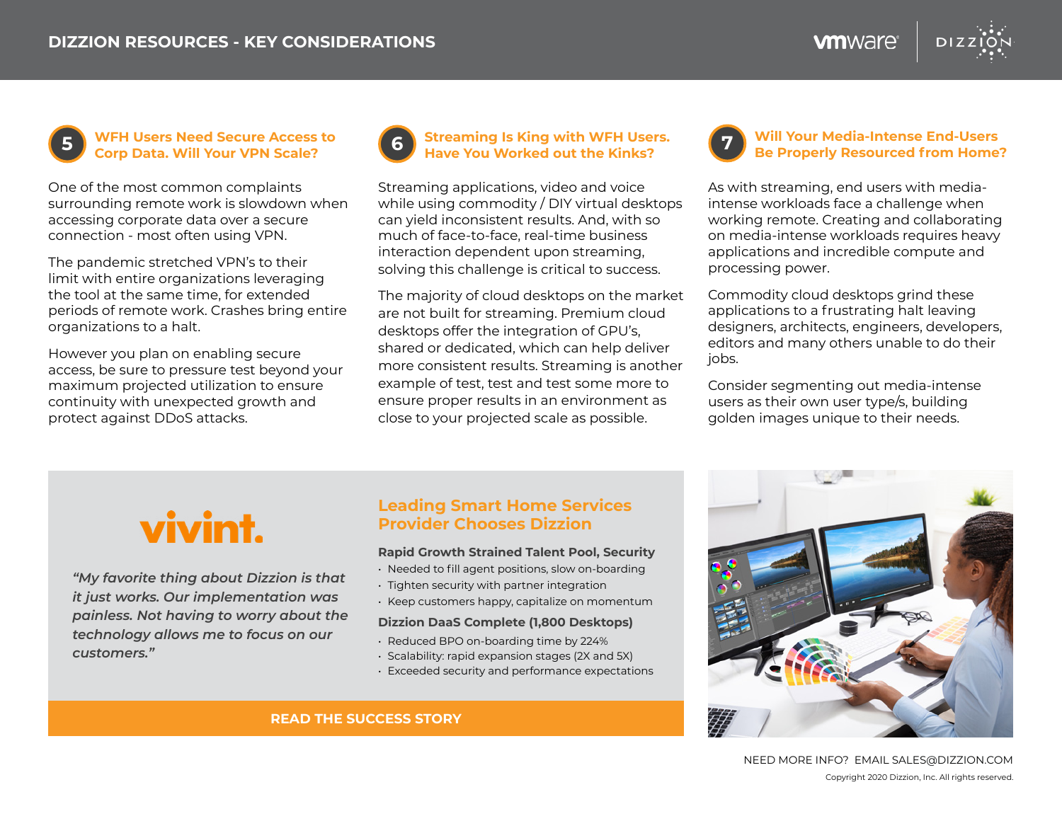## DIZZION RESOURCES - KEY CONSIDERATIONS

### 5 WFH Users Need Secure Access to Corp Data. Will Your VPN Scale?

One of the most common complaints surrounding remote work is slowdown when accessing corporate data over a secure connection - most often using VPN.

The pandemic stretched VPN's to their limit with entire organizations leveraging the tool at the same time, for extended periods of remote work. Crashes bring entire organizations to a halt.

However you plan on enabling secure access, be sure to pressure test beyond your maximum projected utilization to ensure continuity with unexpected growth and protect against DDoS attacks.

### 6 Streaming Is King with WFH Users. Have You Worked out the Kinks?

Streaming applications, video and voice while using commodity / DIY virtual desktops can yield inconsistent results. And, with so much of face-to-face, real-time business interaction dependent upon streaming, solving this challenge is critical to success.

The majority of cloud desktops on the market are not built for streaming. Premium cloud desktops offer the integration of GPU's, shared or dedicated, which can help deliver more consistent results. Streaming is another example of test, test and test some more to ensure proper results in an environment as close to your projected scale as possible.

### 7 Will Your Media-Intense End-Users Be Properly Resourced from Home?

As with streaming, end users with media-intense workloads face a challenge when working remote. Creating and collaborating on media-intense workloads requires heavy applications and incredible compute and processing power.

Commodity cloud desktops grind these applications to a frustrating halt leaving designers, architects, engineers, developers, editors and many others unable to do their jobs.

Consider segmenting out media-intense users as their own user type/s, building golden images unique to their needs.

---

**vivint.**

*"My favorite thing about Dizzion is that it just works. Our implementation was painless. Not having to worry about the technology allows me to focus on our customers."*

## Leading Smart Home Services Provider Chooses Dizzion

**Rapid Growth Strained Talent Pool, Security**

- Needed to fill agent positions, slow on-boarding
- Tighten security with partner integration
- Keep customers happy, capitalize on momentum

**Dizzion DaaS Complete (1,800 Desktops)**

- Reduced BPO on-boarding time by 224%
- Scalability: rapid expansion stages (2X and 5X)
- Exceeded security and performance expectations

**READ THE SUCCESS STORY**

NEED MORE INFO? EMAIL SALES@DIZZION.COM

Copyright 2020 Dizzion, Inc. All rights reserved.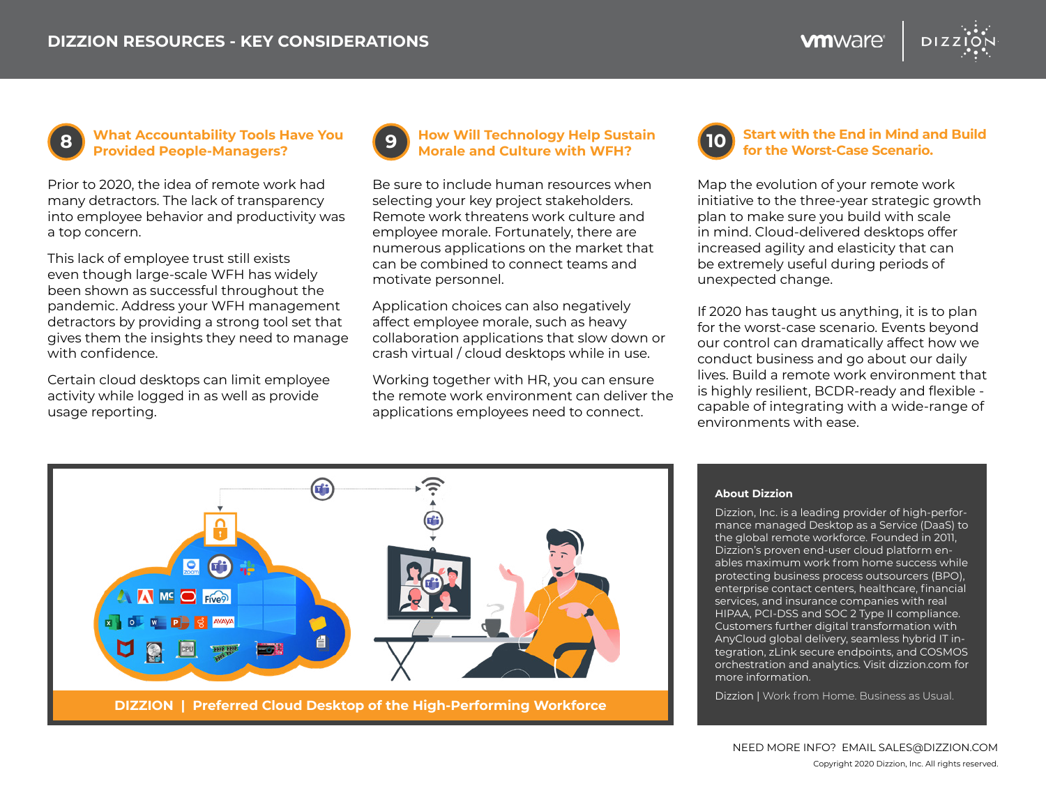## 8 What Accountability Tools Have You Provided People-Managers?

Prior to 2020, the idea of remote work had many detractors. The lack of transparency into employee behavior and productivity was a top concern.

This lack of employee trust still exists even though large-scale WFH has widely been shown as successful throughout the pandemic. Address your WFH management detractors by providing a strong tool set that gives them the insights they need to manage with confidence.

Certain cloud desktops can limit employee activity while logged in as well as provide usage reporting.

## 9 How Will Technology Help Sustain Morale and Culture with WFH?

Be sure to include human resources when selecting your key project stakeholders. Remote work threatens work culture and employee morale. Fortunately, there are numerous applications on the market that can be combined to connect teams and motivate personnel.

Application choices can also negatively affect employee morale, such as heavy collaboration applications that slow down or crash virtual / cloud desktops while in use.

Working together with HR, you can ensure the remote work environment can deliver the applications employees need to connect.

## 10 Start with the End in Mind and Build for the Worst-Case Scenario.

Map the evolution of your remote work initiative to the three-year strategic growth plan to make sure you build with scale in mind. Cloud-delivered desktops offer increased agility and elasticity that can be extremely useful during periods of unexpected change.

If 2020 has taught us anything, it is to plan for the worst-case scenario. Events beyond our control can dramatically affect how we conduct business and go about our daily lives. Build a remote work environment that is highly resilient, BCDR-ready and flexible - capable of integrating with a wide-range of environments with ease.

**DIZZION | Preferred Cloud Desktop of the High-Performing Workforce**

### About Dizzion

Dizzion, Inc. is a leading provider of high-performance managed Desktop as a Service (DaaS) to the global remote workforce. Founded in 2011, Dizzion's proven end-user cloud platform enables maximum work from home success while protecting business process outsourcers (BPO), enterprise contact centers, healthcare, financial services, and insurance companies with real HIPAA, PCI-DSS and SOC 2 Type II compliance. Customers further digital transformation with AnyCloud global delivery, seamless hybrid IT integration, zLink secure endpoints, and COSMOS orchestration and analytics. Visit dizzion.com for more information.

Dizzion | Work from Home. Business as Usual.

NEED MORE INFO? EMAIL SALES@DIZZION.COM

Copyright 2020 Dizzion, Inc. All rights reserved.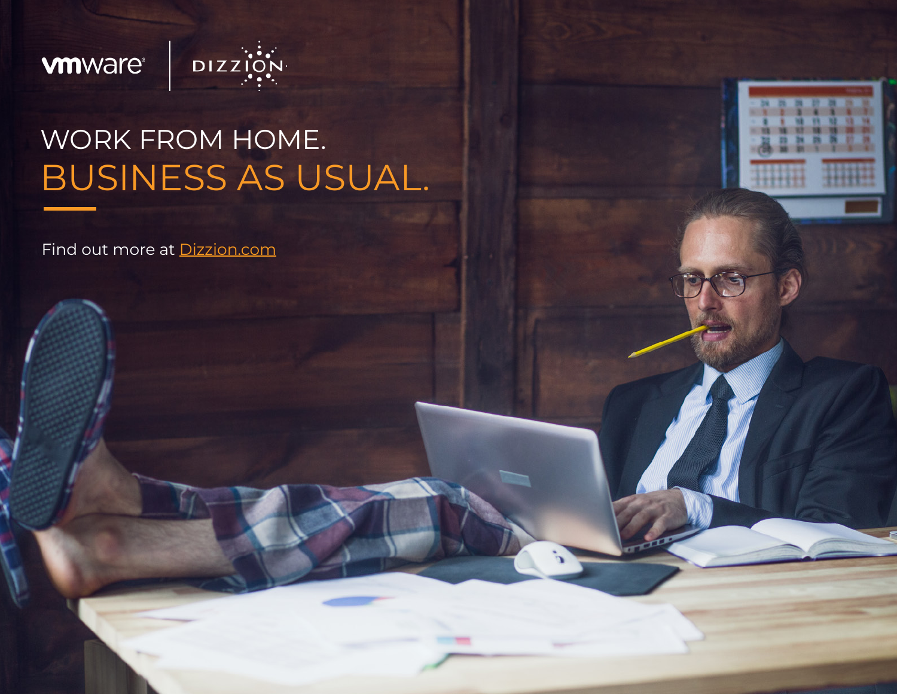vmware | DIZZION

# WORK FROM HOME.
# BUSINESS AS USUAL.

Find out more at [Dizzion.com](Dizzion.com)